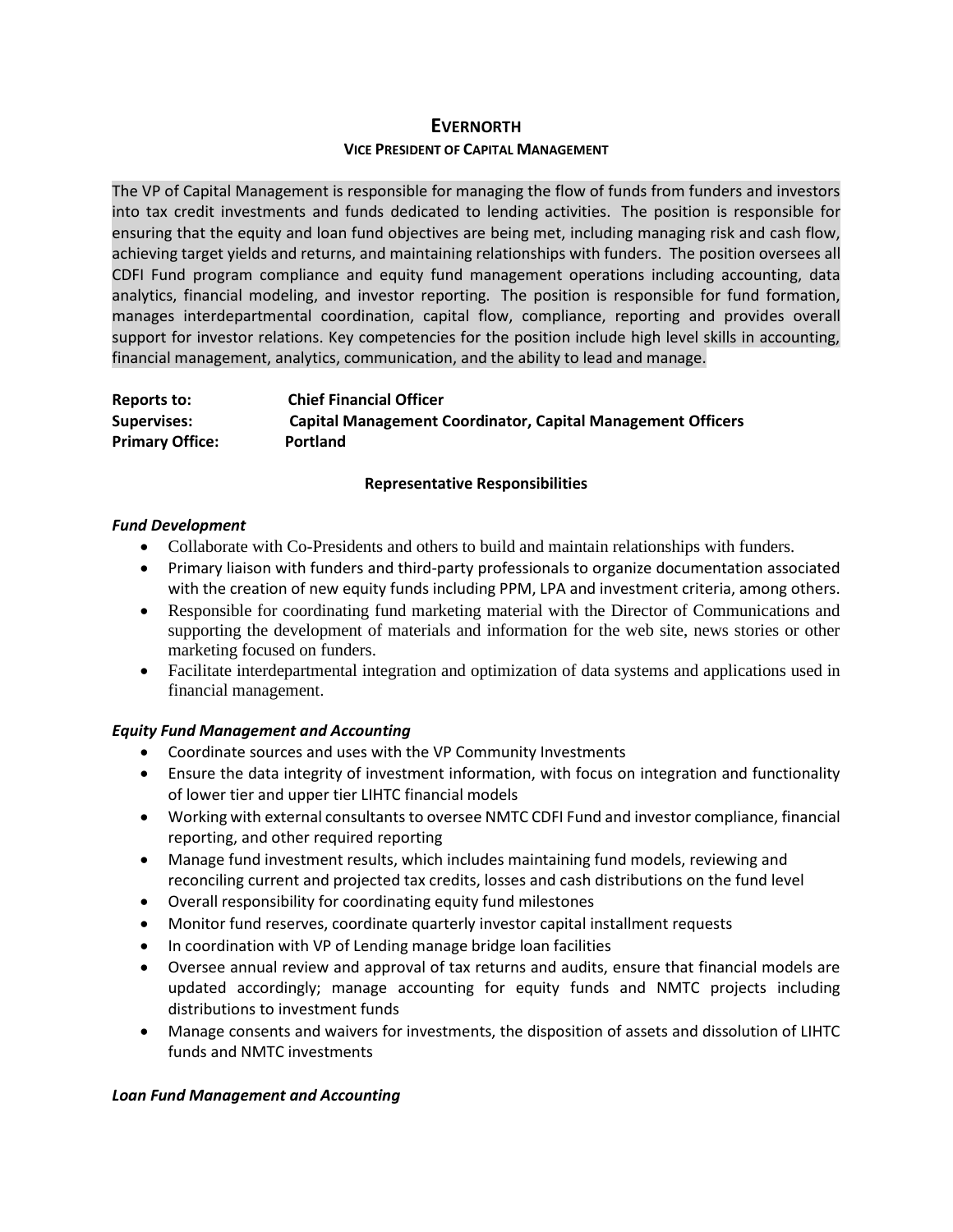# EVERNORTH

## VICE PRESIDENT OF CAPITAL MANAGEMENT

The VP of Capital Management is responsible for managing the flow of funds from funders and investors into tax credit investments and funds dedicated to lending activities. The position is responsible for ensuring that the equity and loan fund objectives are being met, including managing risk and cash flow, achieving target yields and returns, and maintaining relationships with funders. The position oversees all CDFI Fund program compliance and equity fund management operations including accounting, data analytics, financial modeling, and investor reporting. The position is responsible for fund formation, manages interdepartmental coordination, capital flow, compliance, reporting and provides overall support for investor relations. Key competencies for the position include high level skills in accounting, financial management, analytics, communication, and the ability to lead and manage.

**Reports to:** **Chief Financial Officer**
**Supervises:** **Capital Management Coordinator, Capital Management Officers**
**Primary Office:** **Portland**

### Representative Responsibilities

***Fund Development***

- Collaborate with Co-Presidents and others to build and maintain relationships with funders.
- Primary liaison with funders and third-party professionals to organize documentation associated with the creation of new equity funds including PPM, LPA and investment criteria, among others.
- Responsible for coordinating fund marketing material with the Director of Communications and supporting the development of materials and information for the web site, news stories or other marketing focused on funders.
- Facilitate interdepartmental integration and optimization of data systems and applications used in financial management.

***Equity Fund Management and Accounting***

- Coordinate sources and uses with the VP Community Investments
- Ensure the data integrity of investment information, with focus on integration and functionality of lower tier and upper tier LIHTC financial models
- Working with external consultants to oversee NMTC CDFI Fund and investor compliance, financial reporting, and other required reporting
- Manage fund investment results, which includes maintaining fund models, reviewing and reconciling current and projected tax credits, losses and cash distributions on the fund level
- Overall responsibility for coordinating equity fund milestones
- Monitor fund reserves, coordinate quarterly investor capital installment requests
- In coordination with VP of Lending manage bridge loan facilities
- Oversee annual review and approval of tax returns and audits, ensure that financial models are updated accordingly; manage accounting for equity funds and NMTC projects including distributions to investment funds
- Manage consents and waivers for investments, the disposition of assets and dissolution of LIHTC funds and NMTC investments

***Loan Fund Management and Accounting***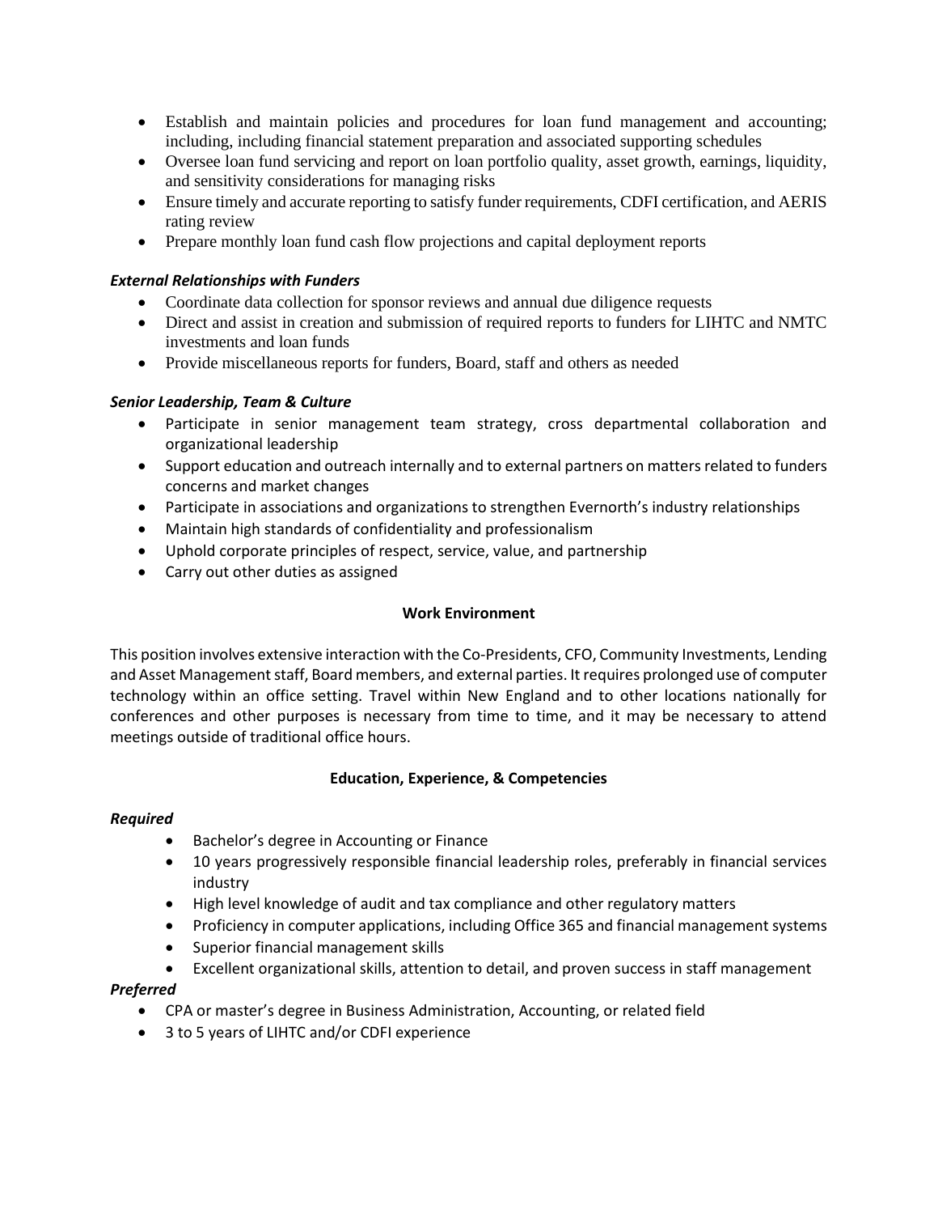- Establish and maintain policies and procedures for loan fund management and accounting; including, including financial statement preparation and associated supporting schedules
- Oversee loan fund servicing and report on loan portfolio quality, asset growth, earnings, liquidity, and sensitivity considerations for managing risks
- Ensure timely and accurate reporting to satisfy funder requirements, CDFI certification, and AERIS rating review
- Prepare monthly loan fund cash flow projections and capital deployment reports

***External Relationships with Funders***

- Coordinate data collection for sponsor reviews and annual due diligence requests
- Direct and assist in creation and submission of required reports to funders for LIHTC and NMTC investments and loan funds
- Provide miscellaneous reports for funders, Board, staff and others as needed

***Senior Leadership, Team & Culture***

- Participate in senior management team strategy, cross departmental collaboration and organizational leadership
- Support education and outreach internally and to external partners on matters related to funders concerns and market changes
- Participate in associations and organizations to strengthen Evernorth's industry relationships
- Maintain high standards of confidentiality and professionalism
- Uphold corporate principles of respect, service, value, and partnership
- Carry out other duties as assigned

## Work Environment

This position involves extensive interaction with the Co-Presidents, CFO, Community Investments, Lending and Asset Management staff, Board members, and external parties. It requires prolonged use of computer technology within an office setting. Travel within New England and to other locations nationally for conferences and other purposes is necessary from time to time, and it may be necessary to attend meetings outside of traditional office hours.

## Education, Experience, & Competencies

***Required***

- Bachelor's degree in Accounting or Finance
- 10 years progressively responsible financial leadership roles, preferably in financial services industry
- High level knowledge of audit and tax compliance and other regulatory matters
- Proficiency in computer applications, including Office 365 and financial management systems
- Superior financial management skills
- Excellent organizational skills, attention to detail, and proven success in staff management

***Preferred***

- CPA or master's degree in Business Administration, Accounting, or related field
- 3 to 5 years of LIHTC and/or CDFI experience